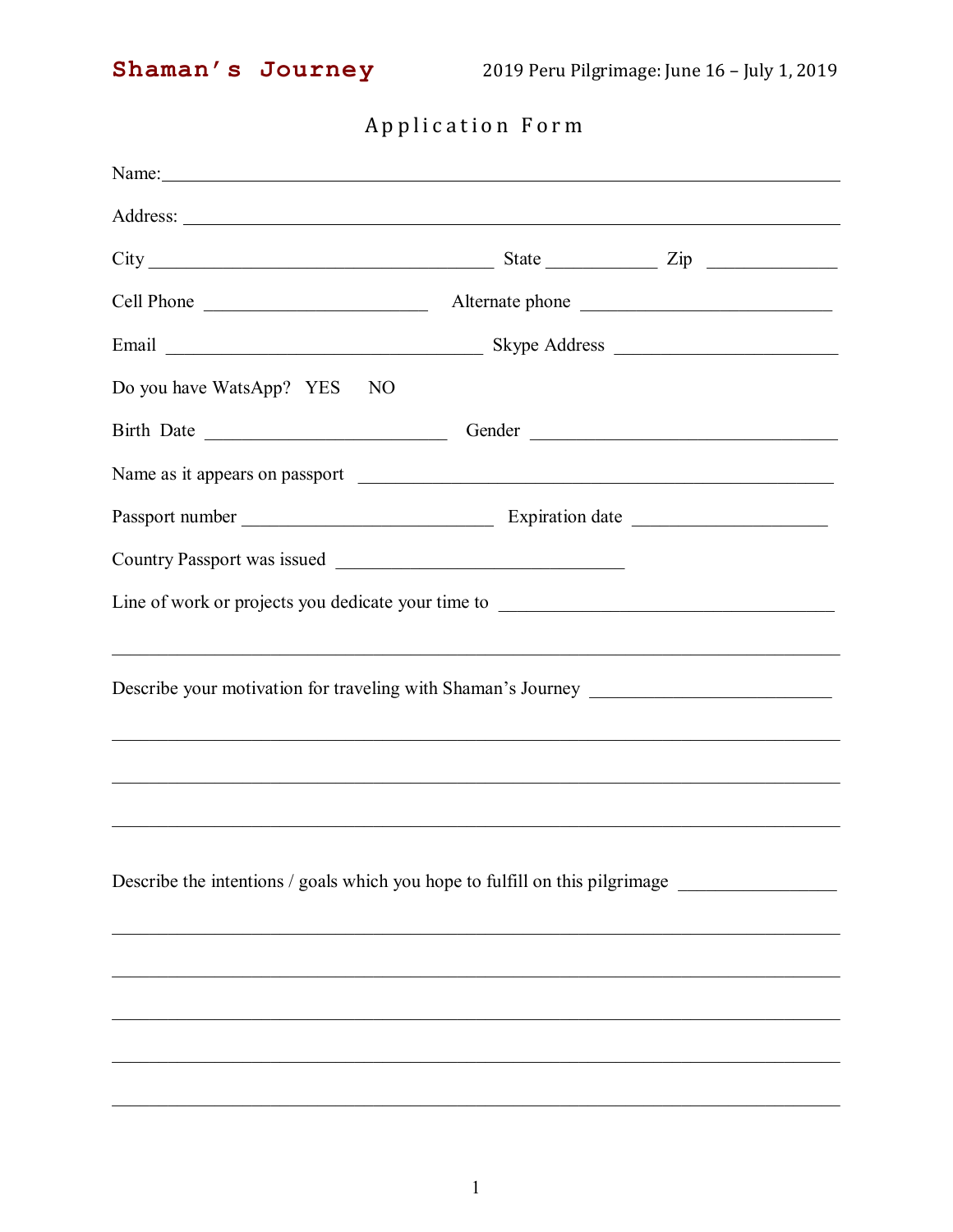**Shaman's Journey** 2019 Peru Pilgrimage: June 16 – July 1, 2019

## Application Form

Name: ______________________________________________________________________

Address: ____________________________________________________________________

City ____________________________________ State ____________ Zip _____________

Cell Phone ________________________ Alternate phone ___________________________

Email __________________________________ Skype Address _______________________

Do you have WatsApp? YES NO

Birth Date __________________________ Gender _________________________________

Name as it appears on passport ______________________________________________

Passport number ___________________________ Expiration date _____________________

Country Passport was issued _______________________________

Line of work or projects you dedicate your time to ___________________________________

______________________________________________________________________________

Describe your motivation for traveling with Shaman's Journey __________________________

______________________________________________________________________________

______________________________________________________________________________

______________________________________________________________________________

Describe the intentions / goals which you hope to fulfill on this pilgrimage _________________

______________________________________________________________________________

______________________________________________________________________________

______________________________________________________________________________

______________________________________________________________________________

______________________________________________________________________________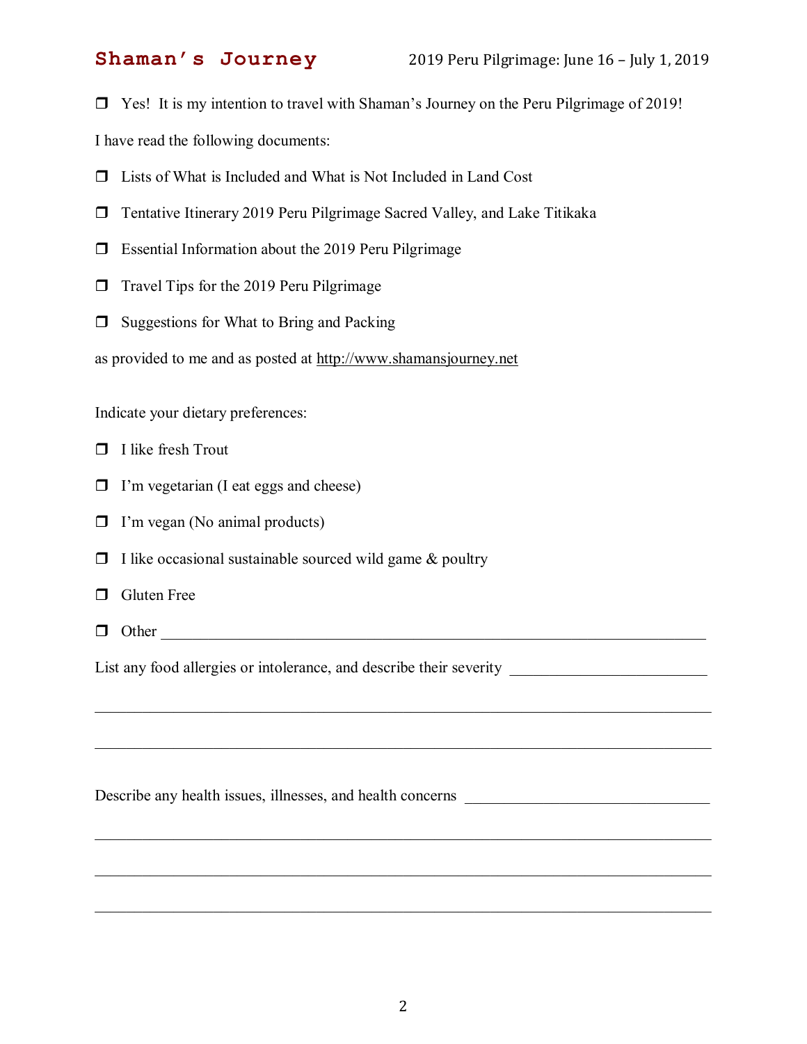❐ Yes! It is my intention to travel with Shaman's Journey on the Peru Pilgrimage of 2019!

I have read the following documents:

❐ Lists of What is Included and What is Not Included in Land Cost

❐ Tentative Itinerary 2019 Peru Pilgrimage Sacred Valley, and Lake Titikaka

❐ Essential Information about the 2019 Peru Pilgrimage

❐ Travel Tips for the 2019 Peru Pilgrimage

❐ Suggestions for What to Bring and Packing

as provided to me and as posted at http://www.shamansjourney.net

Indicate your dietary preferences:

❐ I like fresh Trout

❐ I'm vegetarian (I eat eggs and cheese)

❐ I'm vegan (No animal products)

❐ I like occasional sustainable sourced wild game & poultry

❐ Gluten Free

❐ Other ______________________________________________________________

List any food allergies or intolerance, and describe their severity ______________________

______________________________________________________________________________

______________________________________________________________________________

Describe any health issues, illnesses, and health concerns ___________________________

______________________________________________________________________________

______________________________________________________________________________

______________________________________________________________________________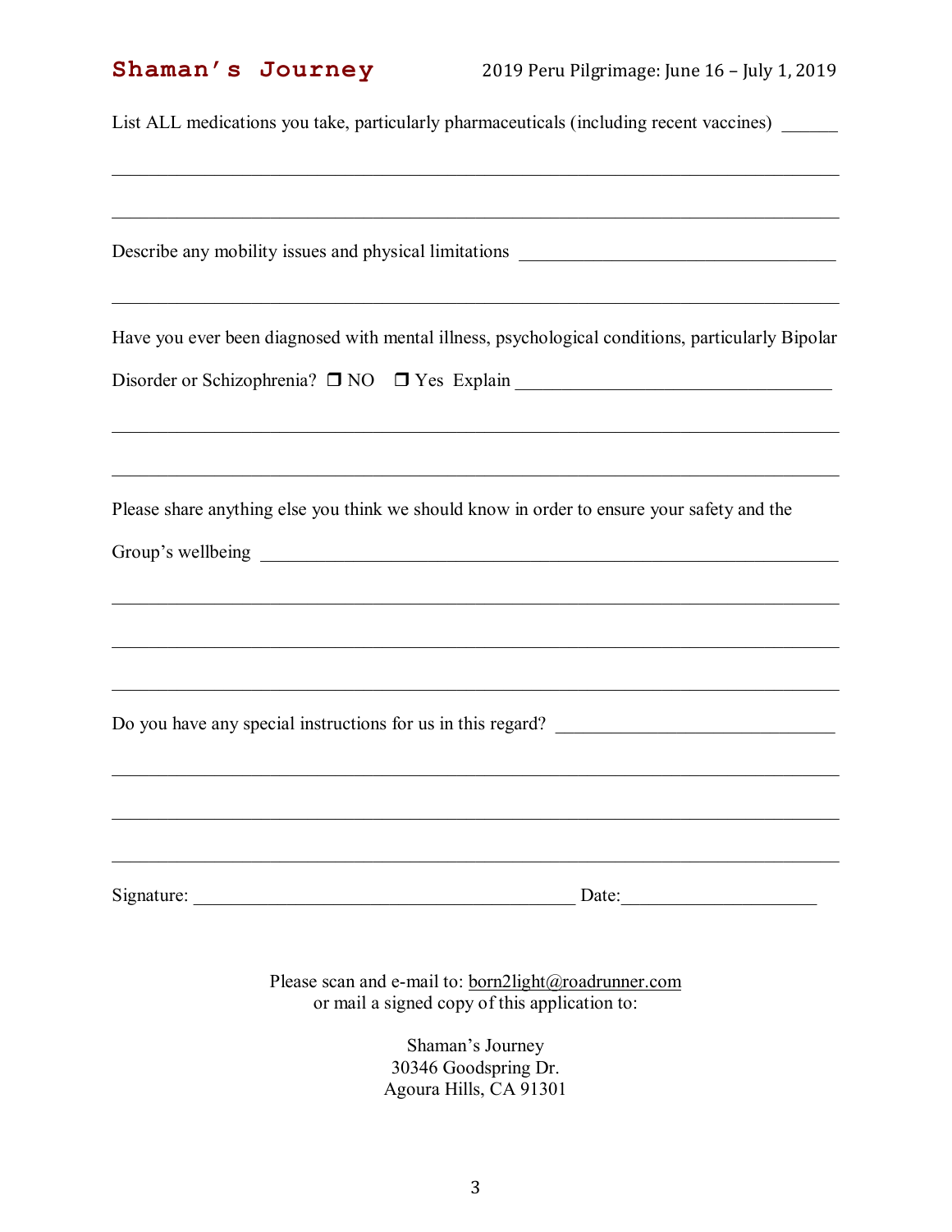List ALL medications you take, particularly pharmaceuticals (including recent vaccines) ______

_______________________________________________________________________________

_______________________________________________________________________________

Describe any mobility issues and physical limitations __________________________________

_______________________________________________________________________________

Have you ever been diagnosed with mental illness, psychological conditions, particularly Bipolar Disorder or Schizophrenia? ❒ NO ❒ Yes Explain __________________________________

_______________________________________________________________________________

_______________________________________________________________________________

Please share anything else you think we should know in order to ensure your safety and the Group's wellbeing ______________________________________________________________

_______________________________________________________________________________

_______________________________________________________________________________

_______________________________________________________________________________

Do you have any special instructions for us in this regard? ______________________________

_______________________________________________________________________________

_______________________________________________________________________________

_______________________________________________________________________________

Signature: _________________________________________ Date:____________________

Please scan and e-mail to: born2light@roadrunner.com
or mail a signed copy of this application to:

Shaman's Journey
30346 Goodspring Dr.
Agoura Hills, CA 91301